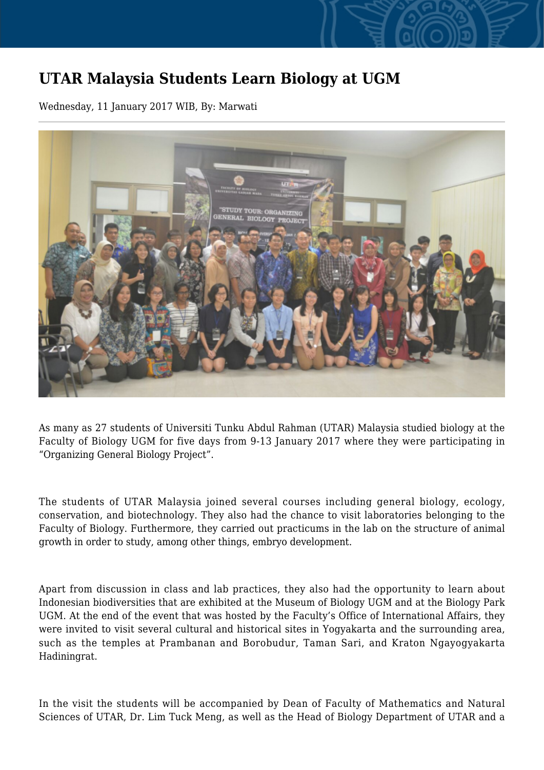# UTAR Malaysia Students Learn Biology at UGM

Wednesday, 11 January 2017 WIB, By: Marwati

As many as 27 students of Universiti Tunku Abdul Rahman (UTAR) Malaysia studied biology at the Faculty of Biology UGM for five days from 9-13 January 2017 where they were participating in "Organizing General Biology Project".

The students of UTAR Malaysia joined several courses including general biology, ecology, conservation, and biotechnology. They also had the chance to visit laboratories belonging to the Faculty of Biology. Furthermore, they carried out practicums in the lab on the structure of animal growth in order to study, among other things, embryo development.

Apart from discussion in class and lab practices, they also had the opportunity to learn about Indonesian biodiversities that are exhibited at the Museum of Biology UGM and at the Biology Park UGM. At the end of the event that was hosted by the Faculty's Office of International Affairs, they were invited to visit several cultural and historical sites in Yogyakarta and the surrounding area, such as the temples at Prambanan and Borobudur, Taman Sari, and Kraton Ngayogyakarta Hadiningrat.

In the visit the students will be accompanied by Dean of Faculty of Mathematics and Natural Sciences of UTAR, Dr. Lim Tuck Meng, as well as the Head of Biology Department of UTAR and a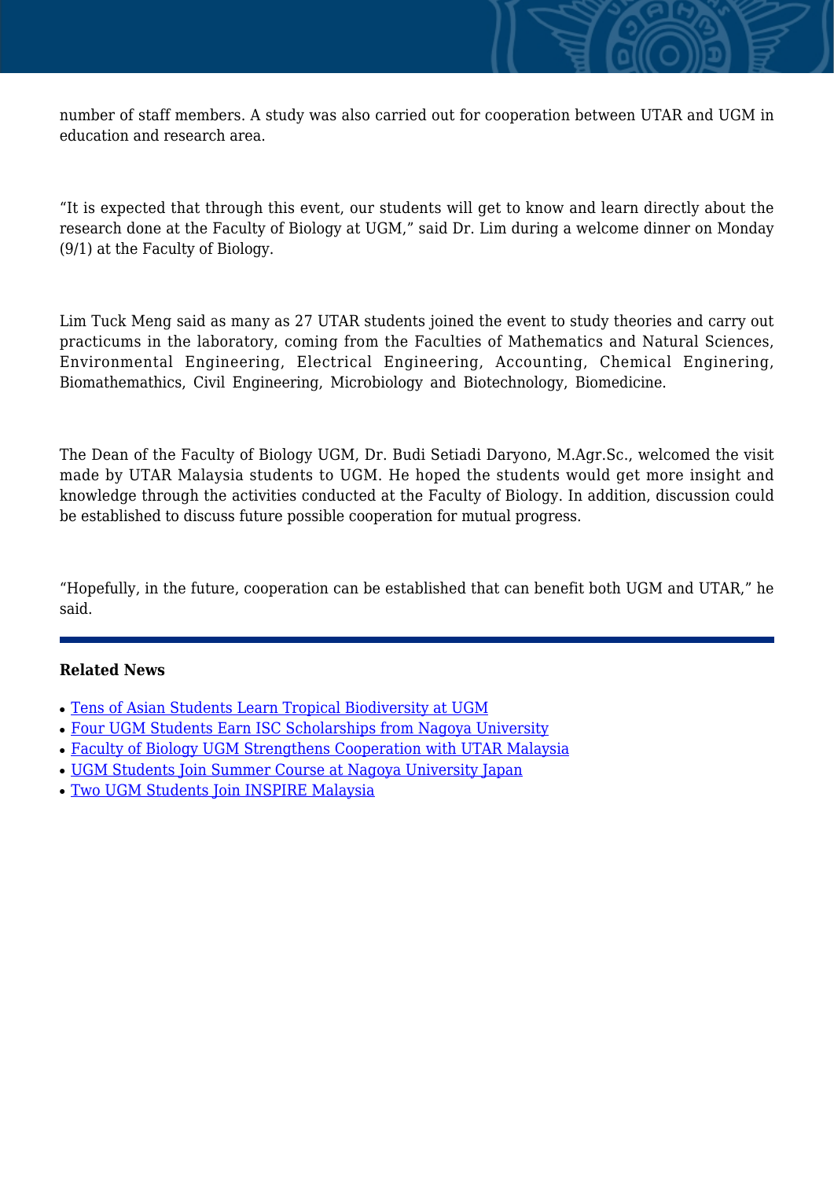number of staff members. A study was also carried out for cooperation between UTAR and UGM in education and research area.

“It is expected that through this event, our students will get to know and learn directly about the research done at the Faculty of Biology at UGM,” said Dr. Lim during a welcome dinner on Monday (9/1) at the Faculty of Biology.

Lim Tuck Meng said as many as 27 UTAR students joined the event to study theories and carry out practicums in the laboratory, coming from the Faculties of Mathematics and Natural Sciences, Environmental Engineering, Electrical Engineering, Accounting, Chemical Enginering, Biomathemathics, Civil Engineering, Microbiology and Biotechnology, Biomedicine.

The Dean of the Faculty of Biology UGM, Dr. Budi Setiadi Daryono, M.Agr.Sc., welcomed the visit made by UTAR Malaysia students to UGM. He hoped the students would get more insight and knowledge through the activities conducted at the Faculty of Biology. In addition, discussion could be established to discuss future possible cooperation for mutual progress.

“Hopefully, in the future, cooperation can be established that can benefit both UGM and UTAR,” he said.

---

**Related News**

- Tens of Asian Students Learn Tropical Biodiversity at UGM
- Four UGM Students Earn ISC Scholarships from Nagoya University
- Faculty of Biology UGM Strengthens Cooperation with UTAR Malaysia
- UGM Students Join Summer Course at Nagoya University Japan
- Two UGM Students Join INSPIRE Malaysia